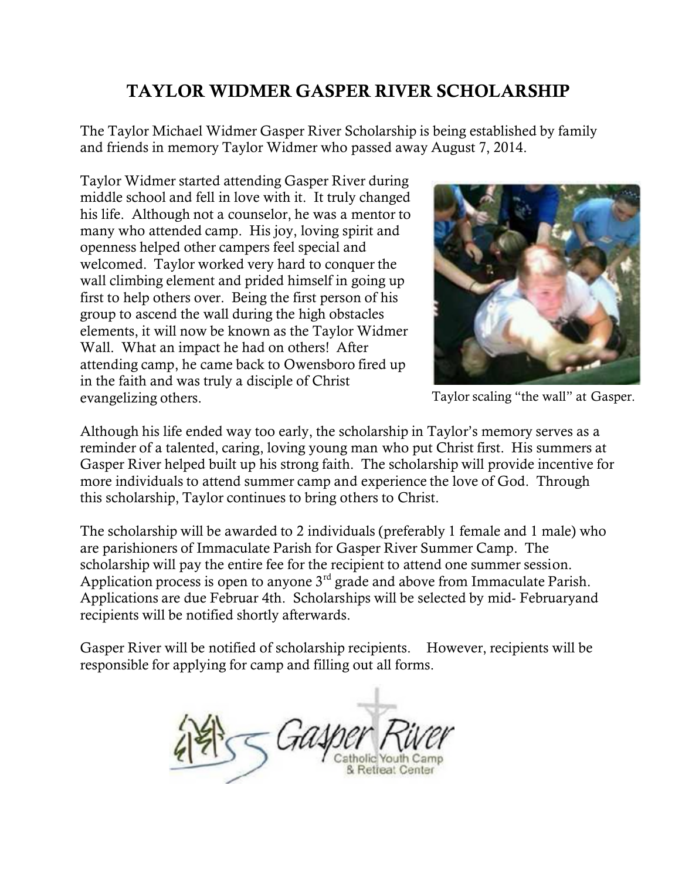# TAYLOR WIDMER GASPER RIVER SCHOLARSHIP

The Taylor Michael Widmer Gasper River Scholarship is being established by family and friends in memory Taylor Widmer who passed away August 7, 2014.

Taylor Widmer started attending Gasper River during middle school and fell in love with it. It truly changed his life. Although not a counselor, he was a mentor to many who attended camp. His joy, loving spirit and openness helped other campers feel special and welcomed. Taylor worked very hard to conquer the wall climbing element and prided himself in going up first to help others over. Being the first person of his group to ascend the wall during the high obstacles elements, it will now be known as the Taylor Widmer Wall. What an impact he had on others! After attending camp, he came back to Owensboro fired up in the faith and was truly a disciple of Christ evangelizing others.

Taylor scaling "the wall" at Gasper.

Although his life ended way too early, the scholarship in Taylor's memory serves as a reminder of a talented, caring, loving young man who put Christ first. His summers at Gasper River helped built up his strong faith. The scholarship will provide incentive for more individuals to attend summer camp and experience the love of God. Through this scholarship, Taylor continues to bring others to Christ.

The scholarship will be awarded to 2 individuals (preferably 1 female and 1 male) who are parishioners of Immaculate Parish for Gasper River Summer Camp. The scholarship will pay the entire fee for the recipient to attend one summer session. Application process is open to anyone 3rd grade and above from Immaculate Parish. Applications are due Februar 4th. Scholarships will be selected by mid- Februaryand recipients will be notified shortly afterwards.

Gasper River will be notified of scholarship recipients. However, recipients will be responsible for applying for camp and filling out all forms.

Gasper River Catholic Youth Camp & Retreat Center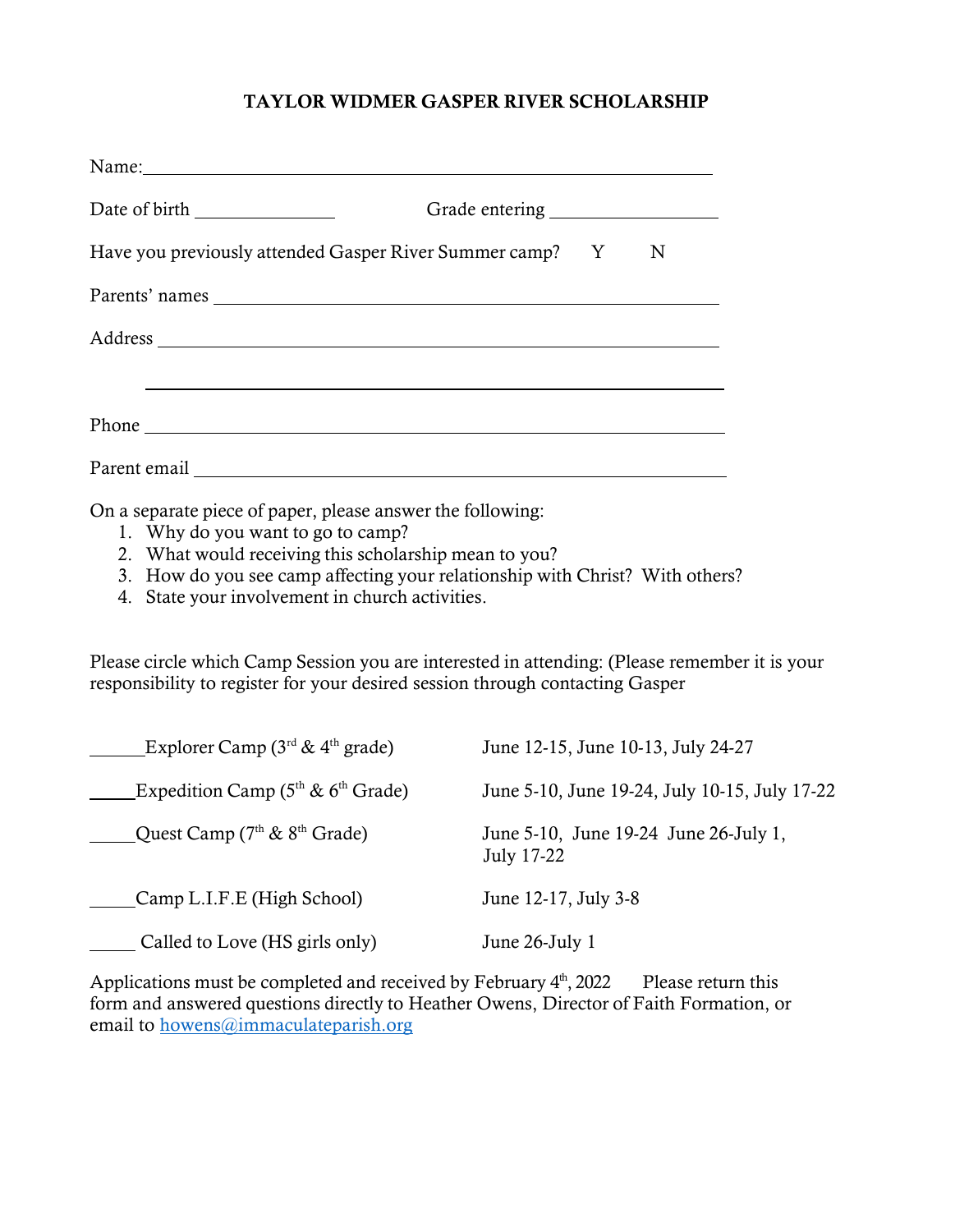# TAYLOR WIDMER GASPER RIVER SCHOLARSHIP

Name:\_\_\_\_\_\_\_\_\_\_\_\_\_\_\_\_\_\_\_\_\_\_\_\_\_\_\_\_\_\_\_\_\_\_\_\_\_\_\_\_\_\_\_\_\_\_\_\_\_\_\_\_

Date of birth \_\_\_\_\_\_\_\_\_\_\_\_\_\_ Grade entering \_\_\_\_\_\_\_\_\_\_\_\_\_\_\_\_

Have you previously attended Gasper River Summer camp? Y N

Parents' names \_\_\_\_\_\_\_\_\_\_\_\_\_\_\_\_\_\_\_\_\_\_\_\_\_\_\_\_\_\_\_\_\_\_\_\_\_\_\_\_\_\_\_\_\_\_\_\_

Address \_\_\_\_\_\_\_\_\_\_\_\_\_\_\_\_\_\_\_\_\_\_\_\_\_\_\_\_\_\_\_\_\_\_\_\_\_\_\_\_\_\_\_\_\_\_\_\_\_\_\_\_

\_\_\_\_\_\_\_\_\_\_\_\_\_\_\_\_\_\_\_\_\_\_\_\_\_\_\_\_\_\_\_\_\_\_\_\_\_\_\_\_\_\_\_\_\_\_\_\_\_\_\_\_\_\_\_\_\_\_

Phone \_\_\_\_\_\_\_\_\_\_\_\_\_\_\_\_\_\_\_\_\_\_\_\_\_\_\_\_\_\_\_\_\_\_\_\_\_\_\_\_\_\_\_\_\_\_\_\_\_\_\_\_\_\_

Parent email \_\_\_\_\_\_\_\_\_\_\_\_\_\_\_\_\_\_\_\_\_\_\_\_\_\_\_\_\_\_\_\_\_\_\_\_\_\_\_\_\_\_\_\_\_\_\_\_\_\_

On a separate piece of paper, please answer the following:

1. Why do you want to go to camp?
2. What would receiving this scholarship mean to you?
3. How do you see camp affecting your relationship with Christ? With others?
4. State your involvement in church activities.

Please circle which Camp Session you are interested in attending: (Please remember it is your responsibility to register for your desired session through contacting Gasper

| | |
|---|---|
| \_\_\_\_\_\_Explorer Camp (3rd & 4th grade) | June 12-15, June 10-13, July 24-27 |
| \_\_\_\_\_Expedition Camp (5th & 6th Grade) | June 5-10, June 19-24, July 10-15, July 17-22 |
| \_\_\_\_\_Quest Camp (7th & 8th Grade) | June 5-10, June 19-24 June 26-July 1, July 17-22 |
| \_\_\_\_\_Camp L.I.F.E (High School) | June 12-17, July 3-8 |
| \_\_\_\_\_ Called to Love (HS girls only) | June 26-July 1 |

Applications must be completed and received by February 4th, 2022 Please return this form and answered questions directly to Heather Owens, Director of Faith Formation, or email to howens@immaculateparish.org